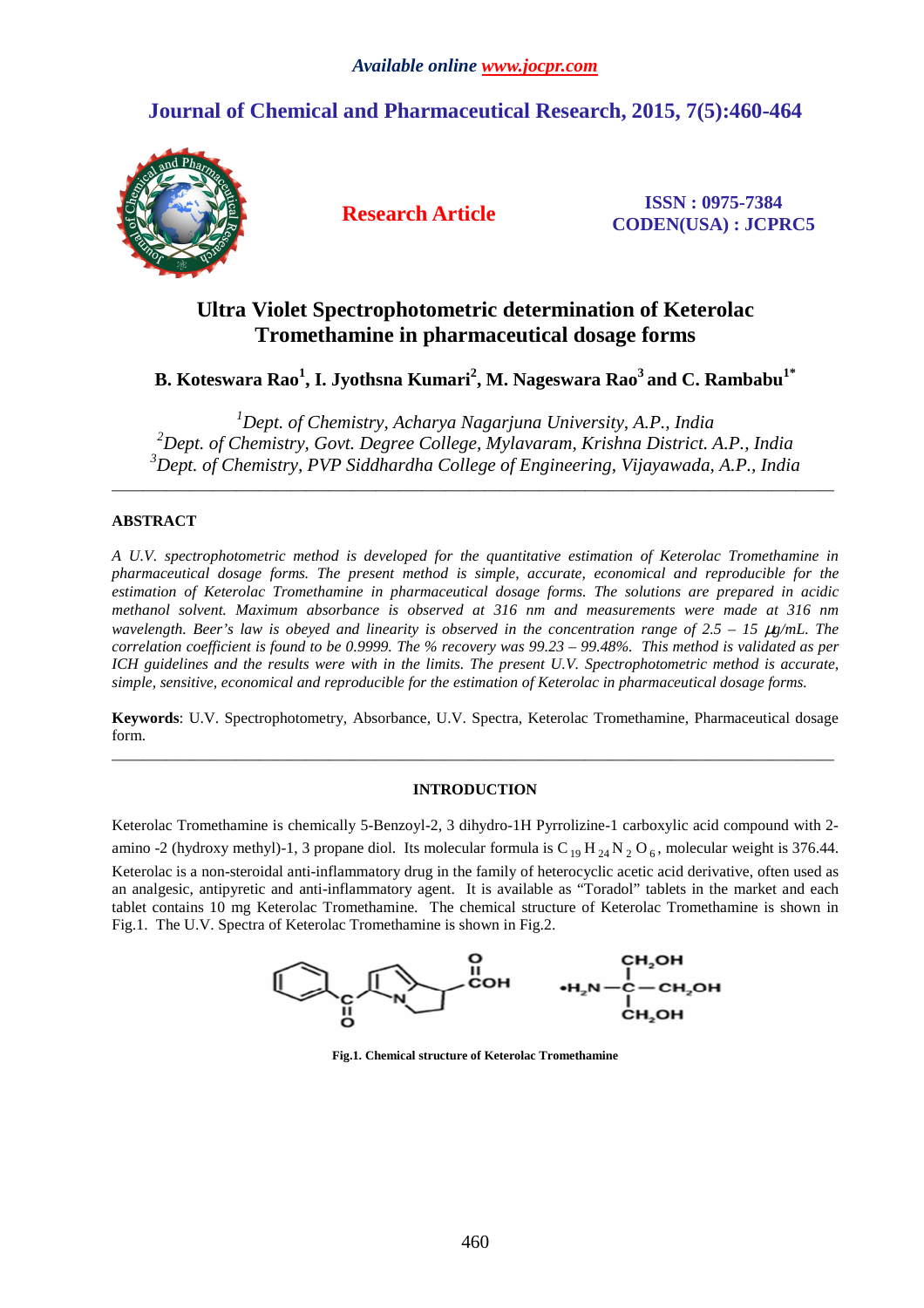Available online www.jocpr.com

# Journal of Chemical and Pharmaceutical Research, 2015, 7(5):460-464

**Research Article**

**ISSN : 0975-7384**
**CODEN(USA) : JCPRC5**

# Ultra Violet Spectrophotometric determination of Keterolac Tromethamine in pharmaceutical dosage forms

**B. Koteswara Rao[1], I. Jyothsna Kumari[2], M. Nageswara Rao[3] and C. Rambabu[1*]**

[1]*Dept. of Chemistry, Acharya Nagarjuna University, A.P., India*
[2]*Dept. of Chemistry, Govt. Degree College, Mylavaram, Krishna District. A.P., India*
[3]*Dept. of Chemistry, PVP Siddhardha College of Engineering, Vijayawada, A.P., India*

---

## ABSTRACT

*A U.V. spectrophotometric method is developed for the quantitative estimation of Keterolac Tromethamine in pharmaceutical dosage forms. The present method is simple, accurate, economical and reproducible for the estimation of Keterolac Tromethamine in pharmaceutical dosage forms. The solutions are prepared in acidic methanol solvent. Maximum absorbance is observed at 316 nm and measurements were made at 316 nm wavelength. Beer's law is obeyed and linearity is observed in the concentration range of 2.5 – 15 μg/mL. The correlation coefficient is found to be 0.9999. The % recovery was 99.23 – 99.48%. This method is validated as per ICH guidelines and the results were with in the limits. The present U.V. Spectrophotometric method is accurate, simple, sensitive, economical and reproducible for the estimation of Keterolac in pharmaceutical dosage forms.*

**Keywords**: U.V. Spectrophotometry, Absorbance, U.V. Spectra, Keterolac Tromethamine, Pharmaceutical dosage form.

---

## INTRODUCTION

Keterolac Tromethamine is chemically 5-Benzoyl-2, 3 dihydro-1H Pyrrolizine-1 carboxylic acid compound with 2-amino -2 (hydroxy methyl)-1, 3 propane diol. Its molecular formula is $C_{19}H_{24}N_2O_6$, molecular weight is 376.44. Keterolac is a non-steroidal anti-inflammatory drug in the family of heterocyclic acetic acid derivative, often used as an analgesic, antipyretic and anti-inflammatory agent. It is available as "Toradol" tablets in the market and each tablet contains 10 mg Keterolac Tromethamine. The chemical structure of Keterolac Tromethamine is shown in Fig.1. The U.V. Spectra of Keterolac Tromethamine is shown in Fig.2.

**Fig.1. Chemical structure of Keterolac Tromethamine**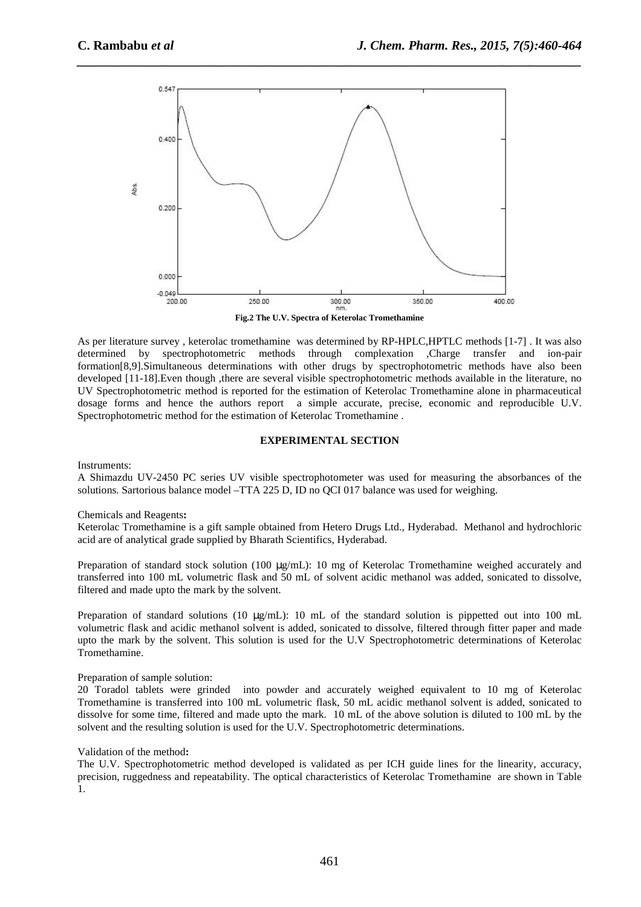Fig.2 The U.V. Spectra of Keterolac Tromethamine

As per literature survey , keterolac tromethamine was determined by RP-HPLC,HPTLC methods [1-7] . It was also determined by spectrophotometric methods through complexation ,Charge transfer and ion-pair formation[8,9].Simultaneous determinations with other drugs by spectrophotometric methods have also been developed [11-18].Even though ,there are several visible spectrophotometric methods available in the literature, no UV Spectrophotometric method is reported for the estimation of Keterolac Tromethamine alone in pharmaceutical dosage forms and hence the authors report a simple accurate, precise, economic and reproducible U.V. Spectrophotometric method for the estimation of Keterolac Tromethamine .

## EXPERIMENTAL SECTION

Instruments:

A Shimazdu UV-2450 PC series UV visible spectrophotometer was used for measuring the absorbances of the solutions. Sartorious balance model –TTA 225 D, ID no QCI 017 balance was used for weighing.

Chemicals and Reagents**:**

Keterolac Tromethamine is a gift sample obtained from Hetero Drugs Ltd., Hyderabad. Methanol and hydrochloric acid are of analytical grade supplied by Bharath Scientifics, Hyderabad.

Preparation of standard stock solution (100 μg/mL): 10 mg of Keterolac Tromethamine weighed accurately and transferred into 100 mL volumetric flask and 50 mL of solvent acidic methanol was added, sonicated to dissolve, filtered and made upto the mark by the solvent.

Preparation of standard solutions (10 μg/mL): 10 mL of the standard solution is pippetted out into 100 mL volumetric flask and acidic methanol solvent is added, sonicated to dissolve, filtered through fitter paper and made upto the mark by the solvent. This solution is used for the U.V Spectrophotometric determinations of Keterolac Tromethamine.

Preparation of sample solution:

20 Toradol tablets were grinded into powder and accurately weighed equivalent to 10 mg of Keterolac Tromethamine is transferred into 100 mL volumetric flask, 50 mL acidic methanol solvent is added, sonicated to dissolve for some time, filtered and made upto the mark. 10 mL of the above solution is diluted to 100 mL by the solvent and the resulting solution is used for the U.V. Spectrophotometric determinations.

Validation of the method**:**

The U.V. Spectrophotometric method developed is validated as per ICH guide lines for the linearity, accuracy, precision, ruggedness and repeatability. The optical characteristics of Keterolac Tromethamine are shown in Table 1.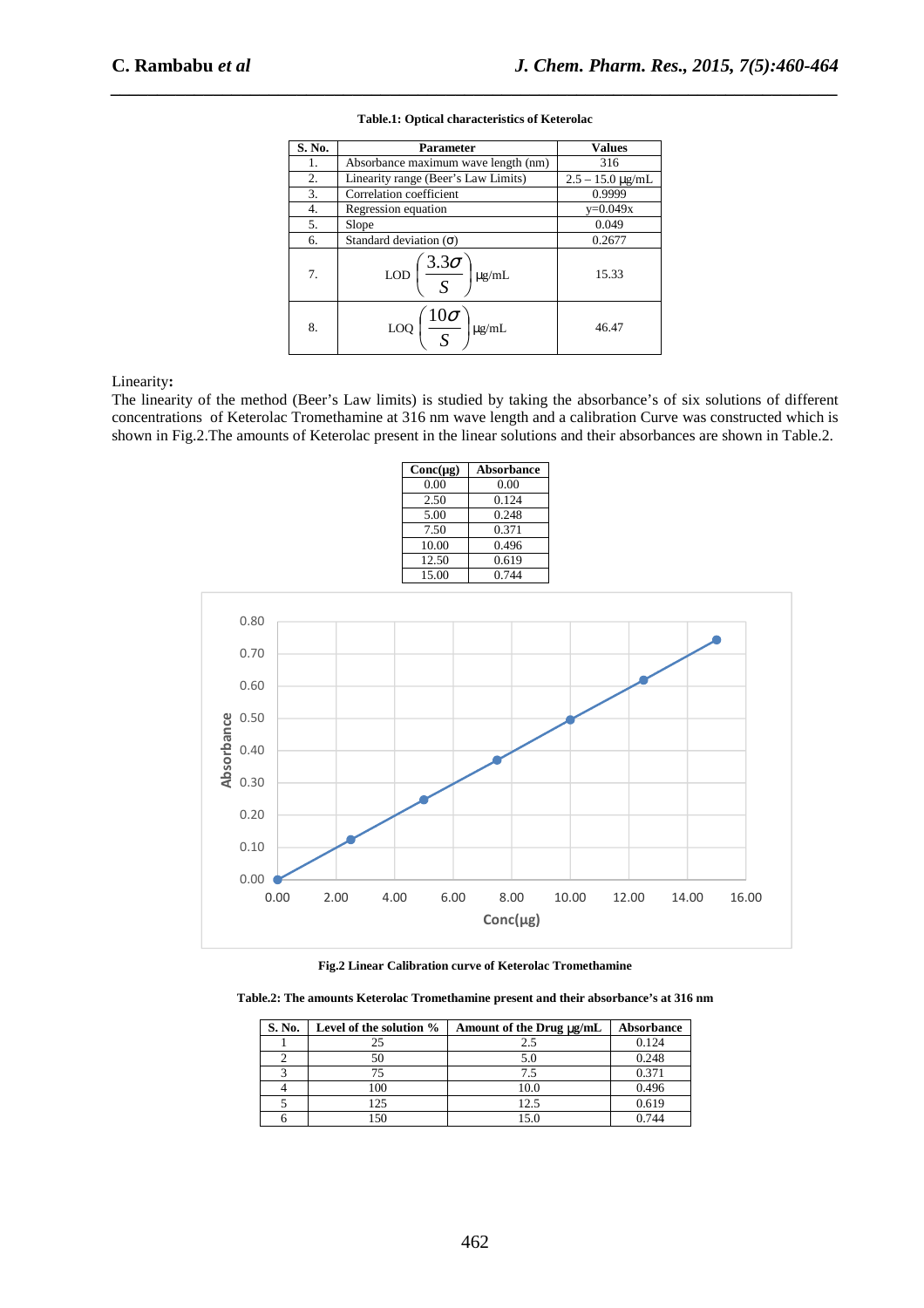**Table.1: Optical characteristics of Keterolac**

| S. No. | Parameter | Values |
|---|---|---|
| 1. | Absorbance maximum wave length (nm) | 316 |
| 2. | Linearity range (Beer's Law Limits) | 2.5 – 15.0 µg/mL |
| 3. | Correlation coefficient | 0.9999 |
| 4. | Regression equation | y=0.049x |
| 5. | Slope | 0.049 |
| 6. | Standard deviation (σ) | 0.2677 |
| 7. | LOD $\left(\frac{3.3\sigma}{S}\right)$ µg/mL | 15.33 |
| 8. | LOQ $\left(\frac{10\sigma}{S}\right)$ µg/mL | 46.47 |

Linearity**:**

The linearity of the method (Beer's Law limits) is studied by taking the absorbance's of six solutions of different concentrations of Keterolac Tromethamine at 316 nm wave length and a calibration Curve was constructed which is shown in Fig.2.The amounts of Keterolac present in the linear solutions and their absorbances are shown in Table.2.

| Conc(µg) | Absorbance |
|---|---|
| 0.00 | 0.00 |
| 2.50 | 0.124 |
| 5.00 | 0.248 |
| 7.50 | 0.371 |
| 10.00 | 0.496 |
| 12.50 | 0.619 |
| 15.00 | 0.744 |

**Fig.2 Linear Calibration curve of Keterolac Tromethamine**

**Table.2: The amounts Keterolac Tromethamine present and their absorbance's at 316 nm**

| S. No. | Level of the solution % | Amount of the Drug µg/mL | Absorbance |
|---|---|---|---|
| 1 | 25 | 2.5 | 0.124 |
| 2 | 50 | 5.0 | 0.248 |
| 3 | 75 | 7.5 | 0.371 |
| 4 | 100 | 10.0 | 0.496 |
| 5 | 125 | 12.5 | 0.619 |
| 6 | 150 | 15.0 | 0.744 |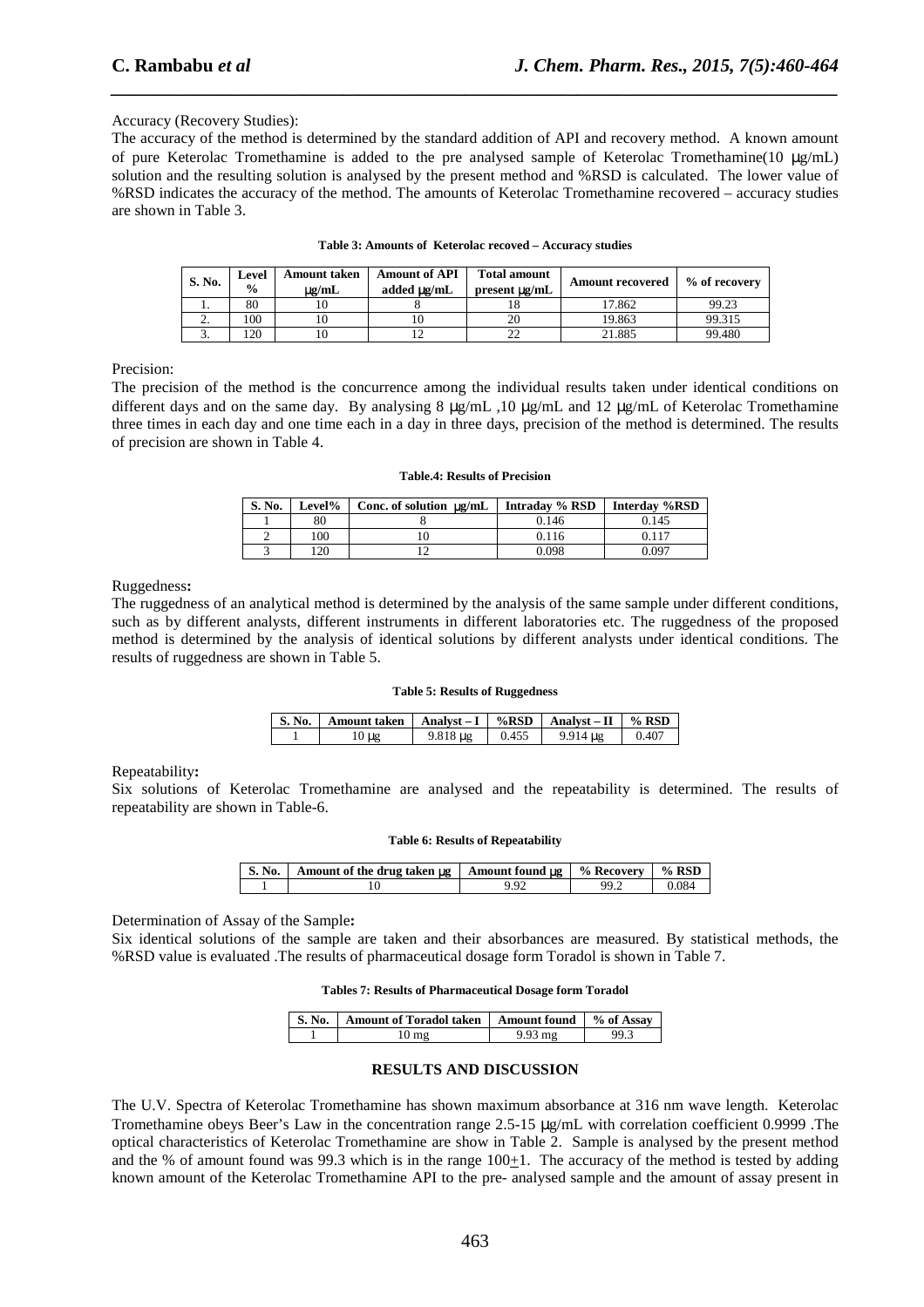Accuracy (Recovery Studies):

The accuracy of the method is determined by the standard addition of API and recovery method. A known amount of pure Keterolac Tromethamine is added to the pre analysed sample of Keterolac Tromethamine(10 μg/mL) solution and the resulting solution is analysed by the present method and %RSD is calculated. The lower value of %RSD indicates the accuracy of the method. The amounts of Keterolac Tromethamine recovered – accuracy studies are shown in Table 3.

**Table 3: Amounts of Keterolac recoved – Accuracy studies**

| S. No. | Level % | Amount taken μg/mL | Amount of API added μg/mL | Total amount present μg/mL | Amount recovered | % of recovery |
|---|---|---|---|---|---|---|
| 1. | 80 | 10 | 8 | 18 | 17.862 | 99.23 |
| 2. | 100 | 10 | 10 | 20 | 19.863 | 99.315 |
| 3. | 120 | 10 | 12 | 22 | 21.885 | 99.480 |

Precision:

The precision of the method is the concurrence among the individual results taken under identical conditions on different days and on the same day. By analysing 8 μg/mL ,10 μg/mL and 12 μg/mL of Keterolac Tromethamine three times in each day and one time each in a day in three days, precision of the method is determined. The results of precision are shown in Table 4.

**Table.4: Results of Precision**

| S. No. | Level% | Conc. of solution μg/mL | Intraday % RSD | Interday %RSD |
|---|---|---|---|---|
| 1 | 80 | 8 | 0.146 | 0.145 |
| 2 | 100 | 10 | 0.116 | 0.117 |
| 3 | 120 | 12 | 0.098 | 0.097 |

Ruggedness**:**

The ruggedness of an analytical method is determined by the analysis of the same sample under different conditions, such as by different analysts, different instruments in different laboratories etc. The ruggedness of the proposed method is determined by the analysis of identical solutions by different analysts under identical conditions. The results of ruggedness are shown in Table 5.

**Table 5: Results of Ruggedness**

| S. No. | Amount taken | Analyst – I | %RSD | Analyst – II | % RSD |
|---|---|---|---|---|---|
| 1 | 10 μg | 9.818 μg | 0.455 | 9.914 μg | 0.407 |

Repeatability**:**

Six solutions of Keterolac Tromethamine are analysed and the repeatability is determined. The results of repeatability are shown in Table-6.

**Table 6: Results of Repeatability**

| S. No. | Amount of the drug taken μg | Amount found μg | % Recovery | % RSD |
|---|---|---|---|---|
| 1 | 10 | 9.92 | 99.2 | 0.084 |

Determination of Assay of the Sample**:**

Six identical solutions of the sample are taken and their absorbances are measured. By statistical methods, the %RSD value is evaluated .The results of pharmaceutical dosage form Toradol is shown in Table 7.

**Tables 7: Results of Pharmaceutical Dosage form Toradol**

| S. No. | Amount of Toradol taken | Amount found | % of Assay |
|---|---|---|---|
| 1 | 10 mg | 9.93 mg | 99.3 |

## RESULTS AND DISCUSSION

The U.V. Spectra of Keterolac Tromethamine has shown maximum absorbance at 316 nm wave length. Keterolac Tromethamine obeys Beer's Law in the concentration range 2.5-15 μg/mL with correlation coefficient 0.9999 .The optical characteristics of Keterolac Tromethamine are show in Table 2. Sample is analysed by the present method and the % of amount found was 99.3 which is in the range $100 \pm 1$. The accuracy of the method is tested by adding known amount of the Keterolac Tromethamine API to the pre- analysed sample and the amount of assay present in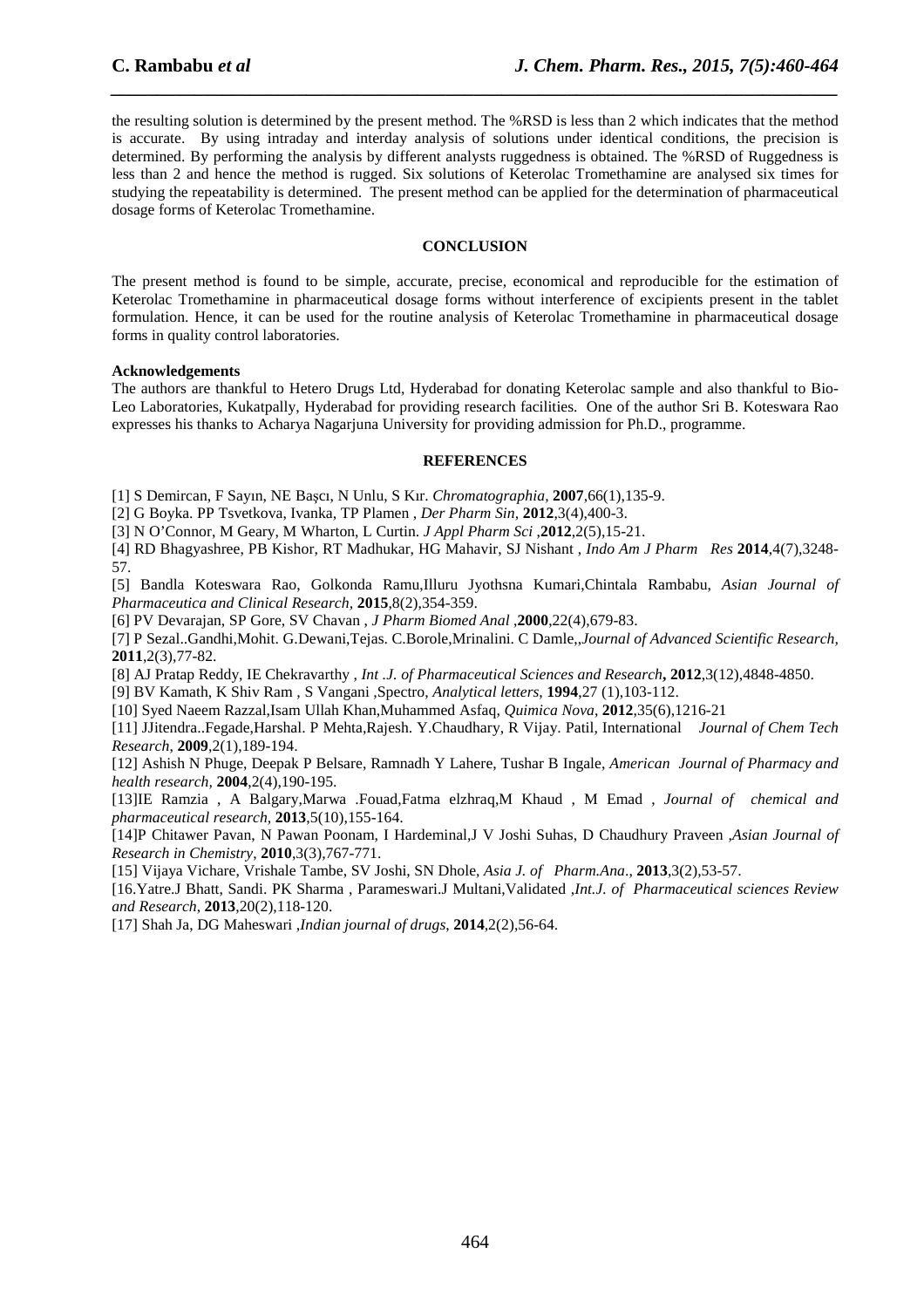the resulting solution is determined by the present method. The %RSD is less than 2 which indicates that the method is accurate. By using intraday and interday analysis of solutions under identical conditions, the precision is determined. By performing the analysis by different analysts ruggedness is obtained. The %RSD of Ruggedness is less than 2 and hence the method is rugged. Six solutions of Keterolac Tromethamine are analysed six times for studying the repeatability is determined. The present method can be applied for the determination of pharmaceutical dosage forms of Keterolac Tromethamine.

## CONCLUSION

The present method is found to be simple, accurate, precise, economical and reproducible for the estimation of Keterolac Tromethamine in pharmaceutical dosage forms without interference of excipients present in the tablet formulation. Hence, it can be used for the routine analysis of Keterolac Tromethamine in pharmaceutical dosage forms in quality control laboratories.

**Acknowledgements**

The authors are thankful to Hetero Drugs Ltd, Hyderabad for donating Keterolac sample and also thankful to Bio-Leo Laboratories, Kukatpally, Hyderabad for providing research facilities. One of the author Sri B. Koteswara Rao expresses his thanks to Acharya Nagarjuna University for providing admission for Ph.D., programme.

## REFERENCES

[1] S Demircan, F Sayın, NE Başcı, N Unlu, S Kır. *Chromatographia,* **2007**,66(1),135-9.

[2] G Boyka. PP Tsvetkova, Ivanka, TP Plamen , *Der Pharm Sin,* **2012**,3(4),400-3.

[3] N O'Connor, M Geary, M Wharton, L Curtin. *J Appl Pharm Sci* ,**2012**,2(5),15-21.

[4] RD Bhagyashree, PB Kishor, RT Madhukar, HG Mahavir, SJ Nishant , *Indo Am J Pharm Res* **2014**,4(7),3248-57.

[5] Bandla Koteswara Rao, Golkonda Ramu,Illuru Jyothsna Kumari,Chintala Rambabu, *Asian Journal of Pharmaceutica and Clinical Research,* **2015**,8(2),354-359.

[6] PV Devarajan, SP Gore, SV Chavan , *J Pharm Biomed Anal* ,**2000**,22(4),679-83.

[7] P Sezal..Gandhi,Mohit. G.Dewani,Tejas. C.Borole,Mrinalini. C Damle,,*Journal of Advanced Scientific Research,* **2011**,2(3),77-82.

[8] AJ Pratap Reddy, IE Chekravarthy *, Int .J. of Pharmaceutical Sciences and Research***, 2012**,3(12),4848-4850.

[9] BV Kamath, K Shiv Ram , S Vangani ,Spectro, *Analytical letters*, **1994**,27 (1),103-112.

[10] Syed Naeem Razzal,Isam Ullah Khan,Muhammed Asfaq, *Quimica Nova*, **2012**,35(6),1216-21

[11] JJitendra..Fegade,Harshal. P Mehta,Rajesh. Y.Chaudhary, R Vijay. Patil, International *Journal of Chem Tech Research,* **2009**,2(1),189-194.

[12] Ashish N Phuge, Deepak P Belsare, Ramnadh Y Lahere, Tushar B Ingale, *American Journal of Pharmacy and health research,* **2004**,2(4),190-195.

[13]IE Ramzia , A Balgary,Marwa .Fouad,Fatma elzhraq,M Khaud , M Emad , *Journal of chemical and pharmaceutical research,* **2013**,5(10),155-164.

[14]P Chitawer Pavan, N Pawan Poonam, I Hardeminal,J V Joshi Suhas, D Chaudhury Praveen ,*Asian Journal of Research in Chemistry*, **2010**,3(3),767-771.

[15] Vijaya Vichare, Vrishale Tambe, SV Joshi, SN Dhole, *Asia J. of Pharm.Ana*., **2013**,3(2),53-57.

[16.Yatre.J Bhatt, Sandi. PK Sharma , Parameswari.J Multani,Validated ,*Int.J. of Pharmaceutical sciences Review and Research*, **2013**,20(2),118-120.

[17] Shah Ja, DG Maheswari ,*Indian journal of drugs*, **2014**,2(2),56-64.